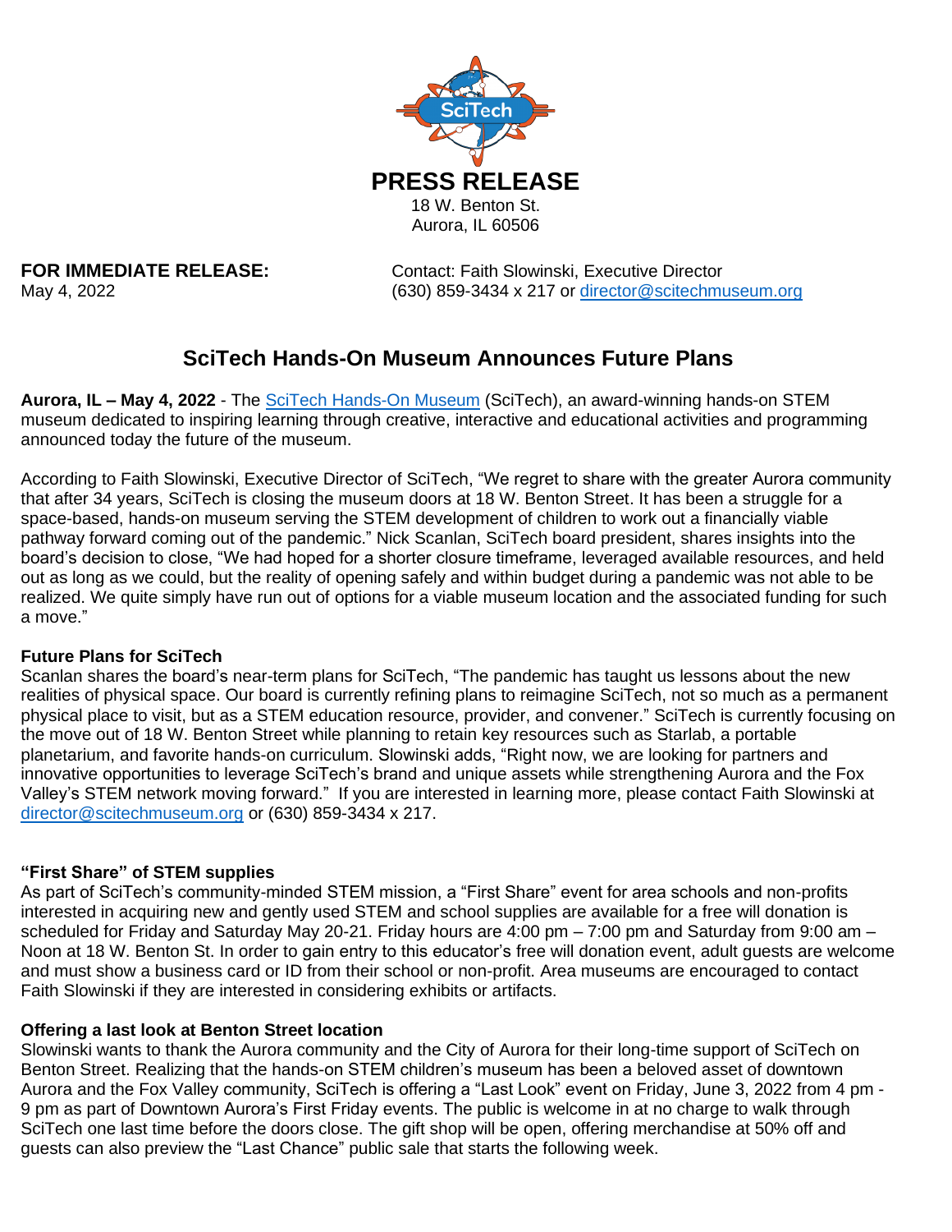# PRESS RELEASE

18 W. Benton St.
Aurora, IL 60506

**FOR IMMEDIATE RELEASE:**
May 4, 2022

Contact: Faith Slowinski, Executive Director
(630) 859-3434 x 217 or director@scitechmuseum.org

## SciTech Hands-On Museum Announces Future Plans

**Aurora, IL – May 4, 2022** - The SciTech Hands-On Museum (SciTech), an award-winning hands-on STEM museum dedicated to inspiring learning through creative, interactive and educational activities and programming announced today the future of the museum.

According to Faith Slowinski, Executive Director of SciTech, "We regret to share with the greater Aurora community that after 34 years, SciTech is closing the museum doors at 18 W. Benton Street. It has been a struggle for a space-based, hands-on museum serving the STEM development of children to work out a financially viable pathway forward coming out of the pandemic." Nick Scanlan, SciTech board president, shares insights into the board's decision to close, "We had hoped for a shorter closure timeframe, leveraged available resources, and held out as long as we could, but the reality of opening safely and within budget during a pandemic was not able to be realized. We quite simply have run out of options for a viable museum location and the associated funding for such a move."

### Future Plans for SciTech

Scanlan shares the board's near-term plans for SciTech, "The pandemic has taught us lessons about the new realities of physical space. Our board is currently refining plans to reimagine SciTech, not so much as a permanent physical place to visit, but as a STEM education resource, provider, and convener." SciTech is currently focusing on the move out of 18 W. Benton Street while planning to retain key resources such as Starlab, a portable planetarium, and favorite hands-on curriculum. Slowinski adds, "Right now, we are looking for partners and innovative opportunities to leverage SciTech's brand and unique assets while strengthening Aurora and the Fox Valley's STEM network moving forward." If you are interested in learning more, please contact Faith Slowinski at director@scitechmuseum.org or (630) 859-3434 x 217.

### "First Share" of STEM supplies

As part of SciTech's community-minded STEM mission, a "First Share" event for area schools and non-profits interested in acquiring new and gently used STEM and school supplies are available for a free will donation is scheduled for Friday and Saturday May 20-21. Friday hours are 4:00 pm – 7:00 pm and Saturday from 9:00 am – Noon at 18 W. Benton St. In order to gain entry to this educator's free will donation event, adult guests are welcome and must show a business card or ID from their school or non-profit. Area museums are encouraged to contact Faith Slowinski if they are interested in considering exhibits or artifacts.

### Offering a last look at Benton Street location

Slowinski wants to thank the Aurora community and the City of Aurora for their long-time support of SciTech on Benton Street. Realizing that the hands-on STEM children's museum has been a beloved asset of downtown Aurora and the Fox Valley community, SciTech is offering a "Last Look" event on Friday, June 3, 2022 from 4 pm - 9 pm as part of Downtown Aurora's First Friday events. The public is welcome in at no charge to walk through SciTech one last time before the doors close. The gift shop will be open, offering merchandise at 50% off and guests can also preview the "Last Chance" public sale that starts the following week.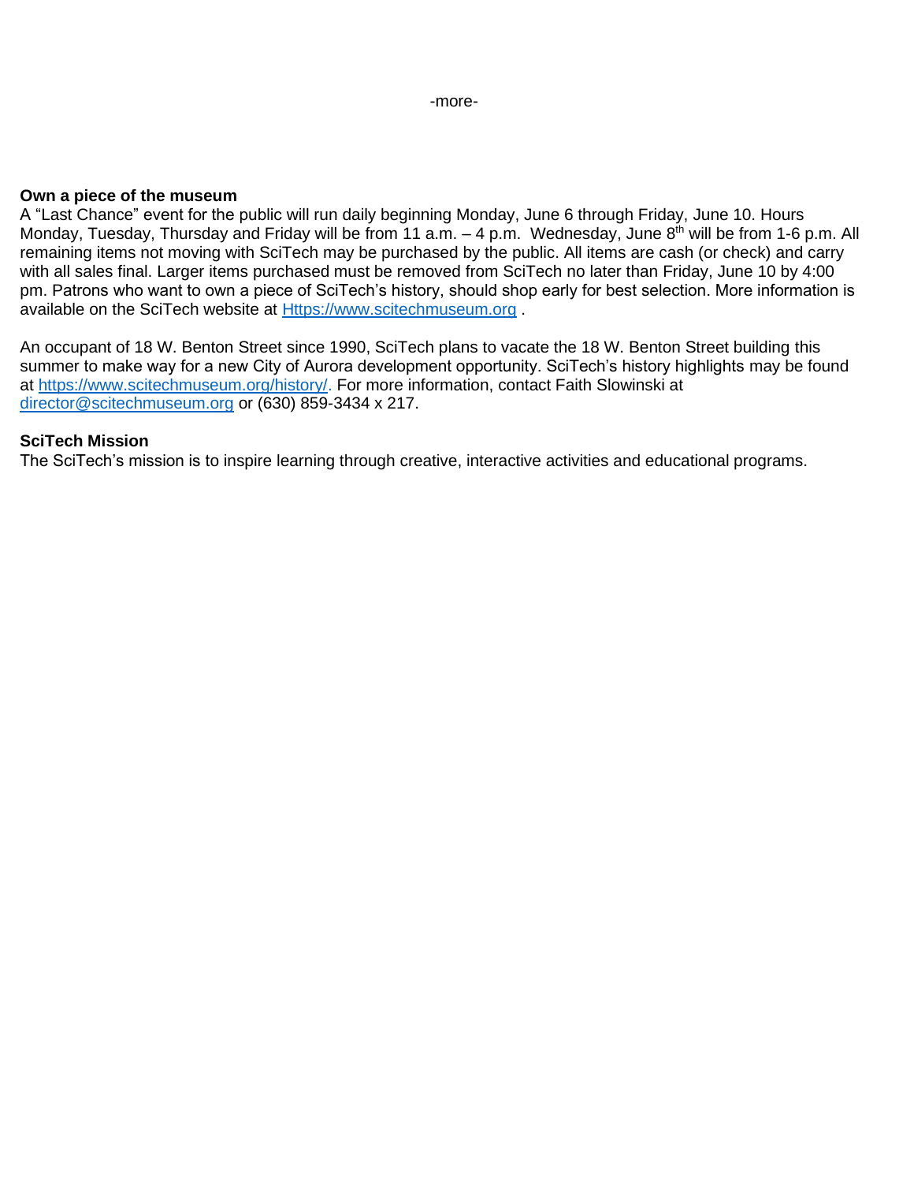-more-

**Own a piece of the museum**

A “Last Chance” event for the public will run daily beginning Monday, June 6 through Friday, June 10. Hours Monday, Tuesday, Thursday and Friday will be from 11 a.m. – 4 p.m. Wednesday, June 8th will be from 1-6 p.m. All remaining items not moving with SciTech may be purchased by the public. All items are cash (or check) and carry with all sales final. Larger items purchased must be removed from SciTech no later than Friday, June 10 by 4:00 pm. Patrons who want to own a piece of SciTech’s history, should shop early for best selection. More information is available on the SciTech website at [Https://www.scitechmuseum.org](Https://www.scitechmuseum.org) .

An occupant of 18 W. Benton Street since 1990, SciTech plans to vacate the 18 W. Benton Street building this summer to make way for a new City of Aurora development opportunity. SciTech’s history highlights may be found at [https://www.scitechmuseum.org/history/](https://www.scitechmuseum.org/history/). For more information, contact Faith Slowinski at [director@scitechmuseum.org](mailto:director@scitechmuseum.org) or (630) 859-3434 x 217.

**SciTech Mission**

The SciTech’s mission is to inspire learning through creative, interactive activities and educational programs.